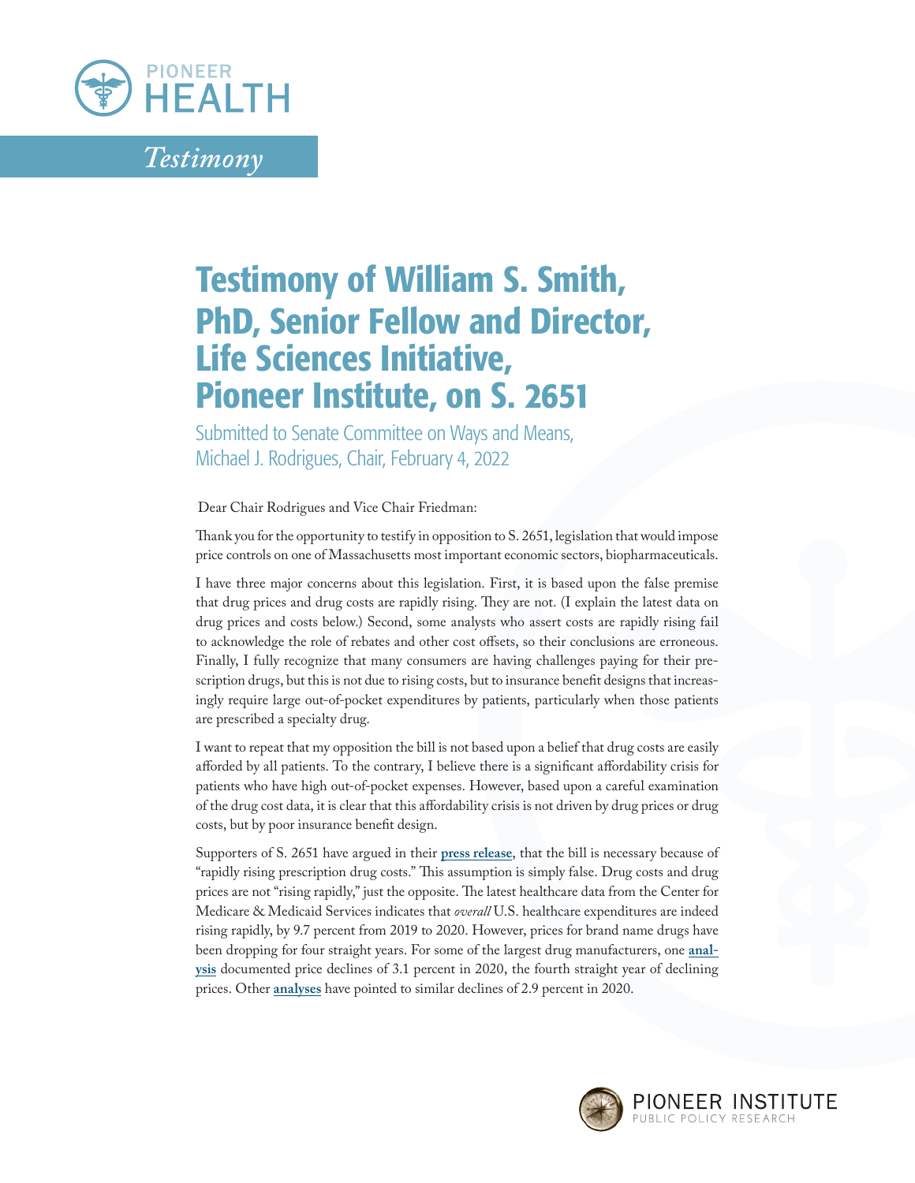PIONEER HEALTH

*Testimony*

# Testimony of William S. Smith, PhD, Senior Fellow and Director, Life Sciences Initiative, Pioneer Institute, on S. 2651

Submitted to Senate Committee on Ways and Means, Michael J. Rodrigues, Chair, February 4, 2022

Dear Chair Rodrigues and Vice Chair Friedman:

Thank you for the opportunity to testify in opposition to S. 2651, legislation that would impose price controls on one of Massachusetts most important economic sectors, biopharmaceuticals.

I have three major concerns about this legislation. First, it is based upon the false premise that drug prices and drug costs are rapidly rising. They are not. (I explain the latest data on drug prices and costs below.) Second, some analysts who assert costs are rapidly rising fail to acknowledge the role of rebates and other cost offsets, so their conclusions are erroneous. Finally, I fully recognize that many consumers are having challenges paying for their prescription drugs, but this is not due to rising costs, but to insurance benefit designs that increasingly require large out-of-pocket expenditures by patients, particularly when those patients are prescribed a specialty drug.

I want to repeat that my opposition the bill is not based upon a belief that drug costs are easily afforded by all patients. To the contrary, I believe there is a significant affordability crisis for patients who have high out-of-pocket expenses. However, based upon a careful examination of the drug cost data, it is clear that this affordability crisis is not driven by drug prices or drug costs, but by poor insurance benefit design.

Supporters of S. 2651 have argued in their **press release**, that the bill is necessary because of "rapidly rising prescription drug costs." This assumption is simply false. Drug costs and drug prices are not "rising rapidly," just the opposite. The latest healthcare data from the Center for Medicare & Medicaid Services indicates that *overall* U.S. healthcare expenditures are indeed rising rapidly, by 9.7 percent from 2019 to 2020. However, prices for brand name drugs have been dropping for four straight years. For some of the largest drug manufacturers, one **analysis** documented price declines of 3.1 percent in 2020, the fourth straight year of declining prices. Other **analyses** have pointed to similar declines of 2.9 percent in 2020.

PIONEER INSTITUTE
PUBLIC POLICY RESEARCH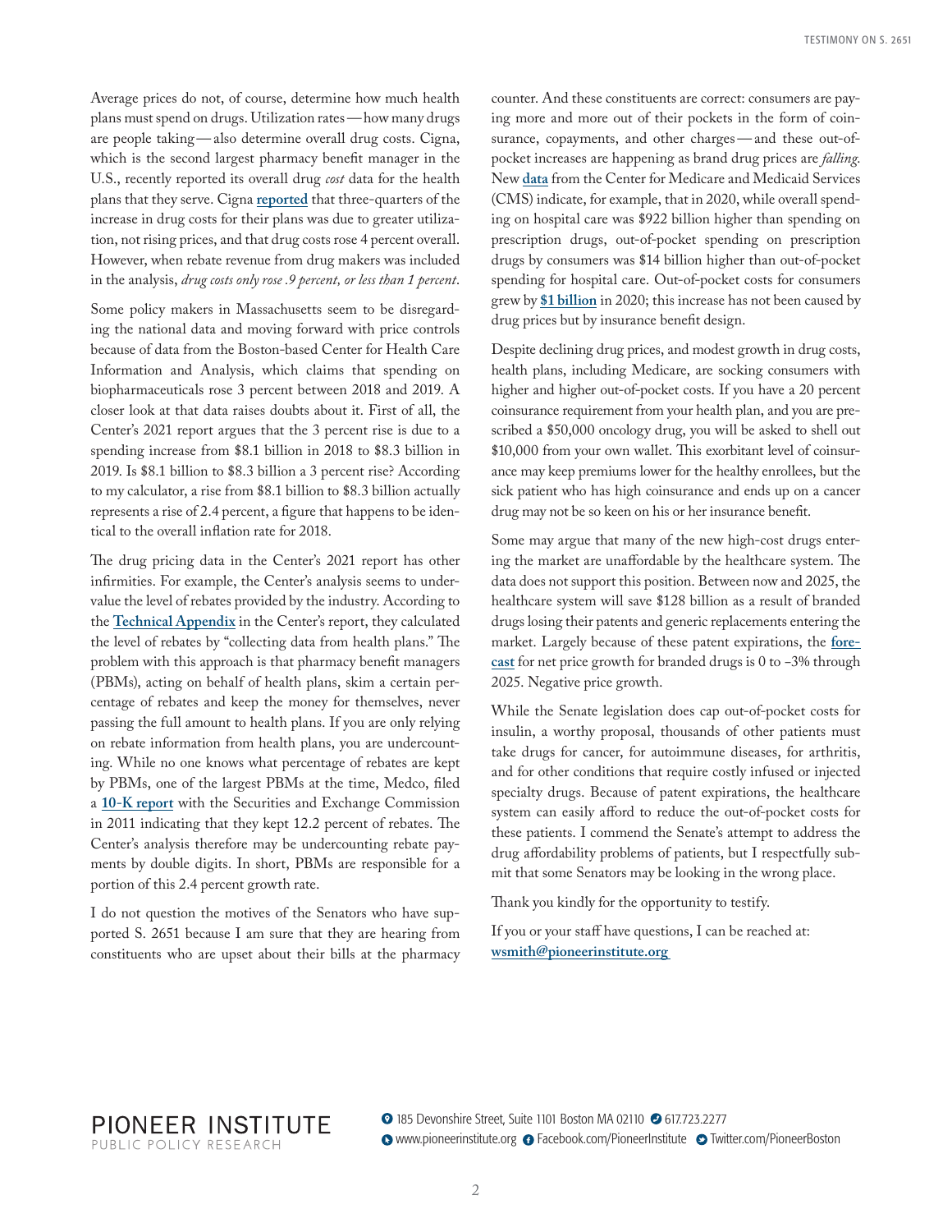Average prices do not, of course, determine how much health plans must spend on drugs. Utilization rates—how many drugs are people taking—also determine overall drug costs. Cigna, which is the second largest pharmacy benefit manager in the U.S., recently reported its overall drug *cost* data for the health plans that they serve. Cigna **reported** that three-quarters of the increase in drug costs for their plans was due to greater utilization, not rising prices, and that drug costs rose 4 percent overall. However, when rebate revenue from drug makers was included in the analysis, *drug costs only rose .9 percent, or less than 1 percent*.

Some policy makers in Massachusetts seem to be disregarding the national data and moving forward with price controls because of data from the Boston-based Center for Health Care Information and Analysis, which claims that spending on biopharmaceuticals rose 3 percent between 2018 and 2019. A closer look at that data raises doubts about it. First of all, the Center's 2021 report argues that the 3 percent rise is due to a spending increase from $8.1 billion in 2018 to $8.3 billion in 2019. Is $8.1 billion to $8.3 billion a 3 percent rise? According to my calculator, a rise from $8.1 billion to $8.3 billion actually represents a rise of 2.4 percent, a figure that happens to be identical to the overall inflation rate for 2018.

The drug pricing data in the Center's 2021 report has other infirmities. For example, the Center's analysis seems to undervalue the level of rebates provided by the industry. According to the **Technical Appendix** in the Center's report, they calculated the level of rebates by "collecting data from health plans." The problem with this approach is that pharmacy benefit managers (PBMs), acting on behalf of health plans, skim a certain percentage of rebates and keep the money for themselves, never passing the full amount to health plans. If you are only relying on rebate information from health plans, you are undercounting. While no one knows what percentage of rebates are kept by PBMs, one of the largest PBMs at the time, Medco, filed a **10-K report** with the Securities and Exchange Commission in 2011 indicating that they kept 12.2 percent of rebates. The Center's analysis therefore may be undercounting rebate payments by double digits. In short, PBMs are responsible for a portion of this 2.4 percent growth rate.

I do not question the motives of the Senators who have supported S. 2651 because I am sure that they are hearing from constituents who are upset about their bills at the pharmacy counter. And these constituents are correct: consumers are paying more and more out of their pockets in the form of coinsurance, copayments, and other charges—and these out-of-pocket increases are happening as brand drug prices are *falling*. New **data** from the Center for Medicare and Medicaid Services (CMS) indicate, for example, that in 2020, while overall spending on hospital care was $922 billion higher than spending on prescription drugs, out-of-pocket spending on prescription drugs by consumers was $14 billion higher than out-of-pocket spending for hospital care. Out-of-pocket costs for consumers grew by **$1 billion** in 2020; this increase has not been caused by drug prices but by insurance benefit design.

Despite declining drug prices, and modest growth in drug costs, health plans, including Medicare, are socking consumers with higher and higher out-of-pocket costs. If you have a 20 percent coinsurance requirement from your health plan, and you are prescribed a $50,000 oncology drug, you will be asked to shell out $10,000 from your own wallet. This exorbitant level of coinsurance may keep premiums lower for the healthy enrollees, but the sick patient who has high coinsurance and ends up on a cancer drug may not be so keen on his or her insurance benefit.

Some may argue that many of the new high-cost drugs entering the market are unaffordable by the healthcare system. The data does not support this position. Between now and 2025, the healthcare system will save $128 billion as a result of branded drugs losing their patents and generic replacements entering the market. Largely because of these patent expirations, the **forecast** for net price growth for branded drugs is 0 to −3% through 2025. Negative price growth.

While the Senate legislation does cap out-of-pocket costs for insulin, a worthy proposal, thousands of other patients must take drugs for cancer, for autoimmune diseases, for arthritis, and for other conditions that require costly infused or injected specialty drugs. Because of patent expirations, the healthcare system can easily afford to reduce the out-of-pocket costs for these patients. I commend the Senate's attempt to address the drug affordability problems of patients, but I respectfully submit that some Senators may be looking in the wrong place.

Thank you kindly for the opportunity to testify.

If you or your staff have questions, I can be reached at: **wsmith@pioneerinstitute.org**

PIONEER INSTITUTE
PUBLIC POLICY RESEARCH

185 Devonshire Street, Suite 1101 Boston MA 02110 617.723.2277
www.pioneerinstitute.org Facebook.com/PioneerInstitute Twitter.com/PioneerBoston